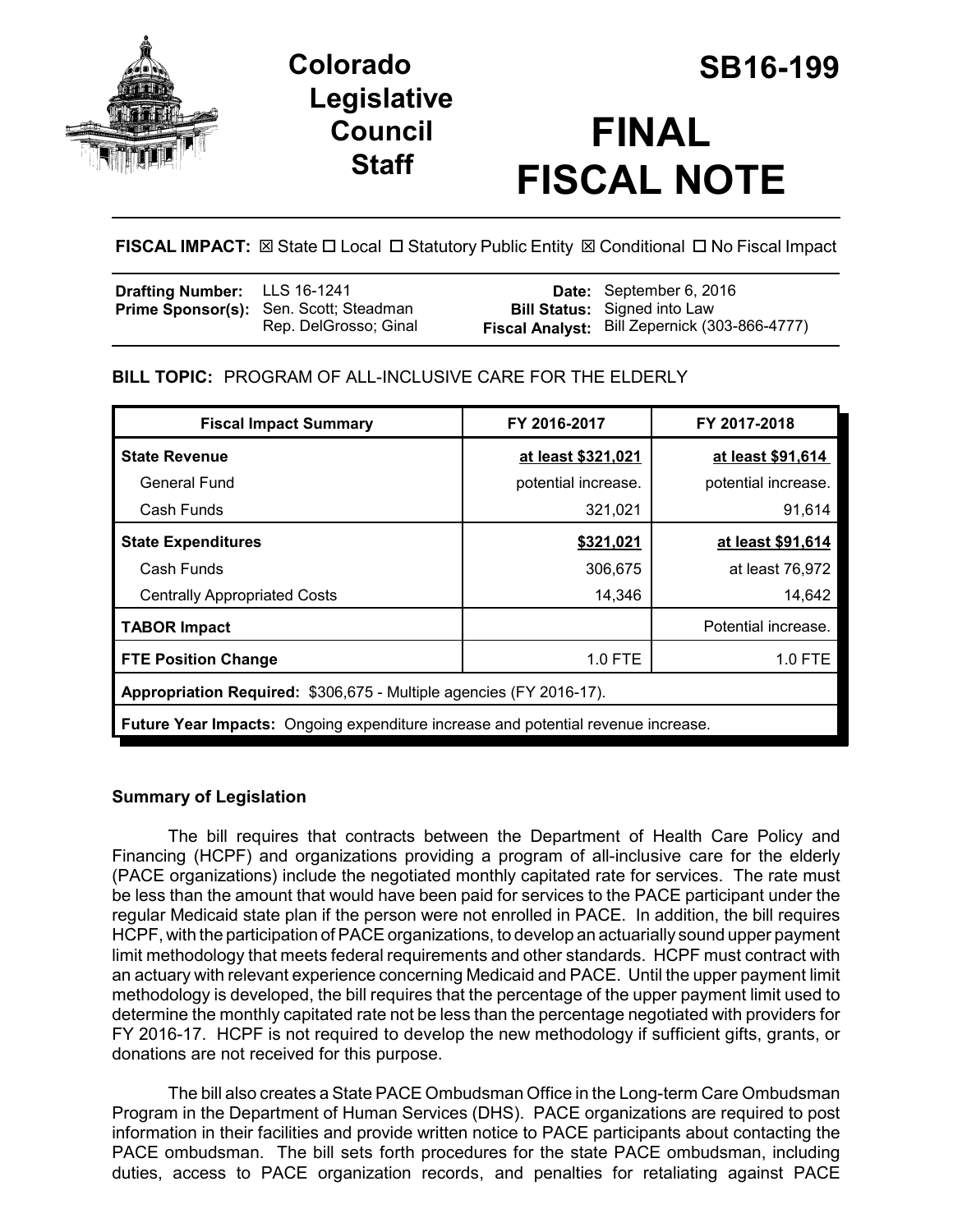# Colorado Legislative Council Staff

# SB16-199

# FINAL FISCAL NOTE

**FISCAL IMPACT:** ☒ State ☐ Local ☐ Statutory Public Entity ☒ Conditional ☐ No Fiscal Impact

| | | | |
|---|---|---|---|
| **Drafting Number:** | LLS 16-1241 | **Date:** | September 6, 2016 |
| **Prime Sponsor(s):** | Sen. Scott; Steadman<br>Rep. DelGrosso; Ginal | **Bill Status:** | Signed into Law |
| | | **Fiscal Analyst:** | Bill Zepernick (303-866-4777) |

**BILL TOPIC:** PROGRAM OF ALL-INCLUSIVE CARE FOR THE ELDERLY

| Fiscal Impact Summary | FY 2016-2017 | FY 2017-2018 |
|---|---|---|
| **State Revenue** | at least $321,021 | at least $91,614 |
| General Fund | potential increase. | potential increase. |
| Cash Funds | 321,021 | 91,614 |
| **State Expenditures** | $321,021 | at least $91,614 |
| Cash Funds | 306,675 | at least 76,972 |
| Centrally Appropriated Costs | 14,346 | 14,642 |
| **TABOR Impact** | | Potential increase. |
| **FTE Position Change** | 1.0 FTE | 1.0 FTE |
| **Appropriation Required:** $306,675 - Multiple agencies (FY 2016-17). | | |
| **Future Year Impacts:** Ongoing expenditure increase and potential revenue increase. | | |

### Summary of Legislation

The bill requires that contracts between the Department of Health Care Policy and Financing (HCPF) and organizations providing a program of all-inclusive care for the elderly (PACE organizations) include the negotiated monthly capitated rate for services. The rate must be less than the amount that would have been paid for services to the PACE participant under the regular Medicaid state plan if the person were not enrolled in PACE. In addition, the bill requires HCPF, with the participation of PACE organizations, to develop an actuarially sound upper payment limit methodology that meets federal requirements and other standards. HCPF must contract with an actuary with relevant experience concerning Medicaid and PACE. Until the upper payment limit methodology is developed, the bill requires that the percentage of the upper payment limit used to determine the monthly capitated rate not be less than the percentage negotiated with providers for FY 2016-17. HCPF is not required to develop the new methodology if sufficient gifts, grants, or donations are not received for this purpose.

The bill also creates a State PACE Ombudsman Office in the Long-term Care Ombudsman Program in the Department of Human Services (DHS). PACE organizations are required to post information in their facilities and provide written notice to PACE participants about contacting the PACE ombudsman. The bill sets forth procedures for the state PACE ombudsman, including duties, access to PACE organization records, and penalties for retaliating against PACE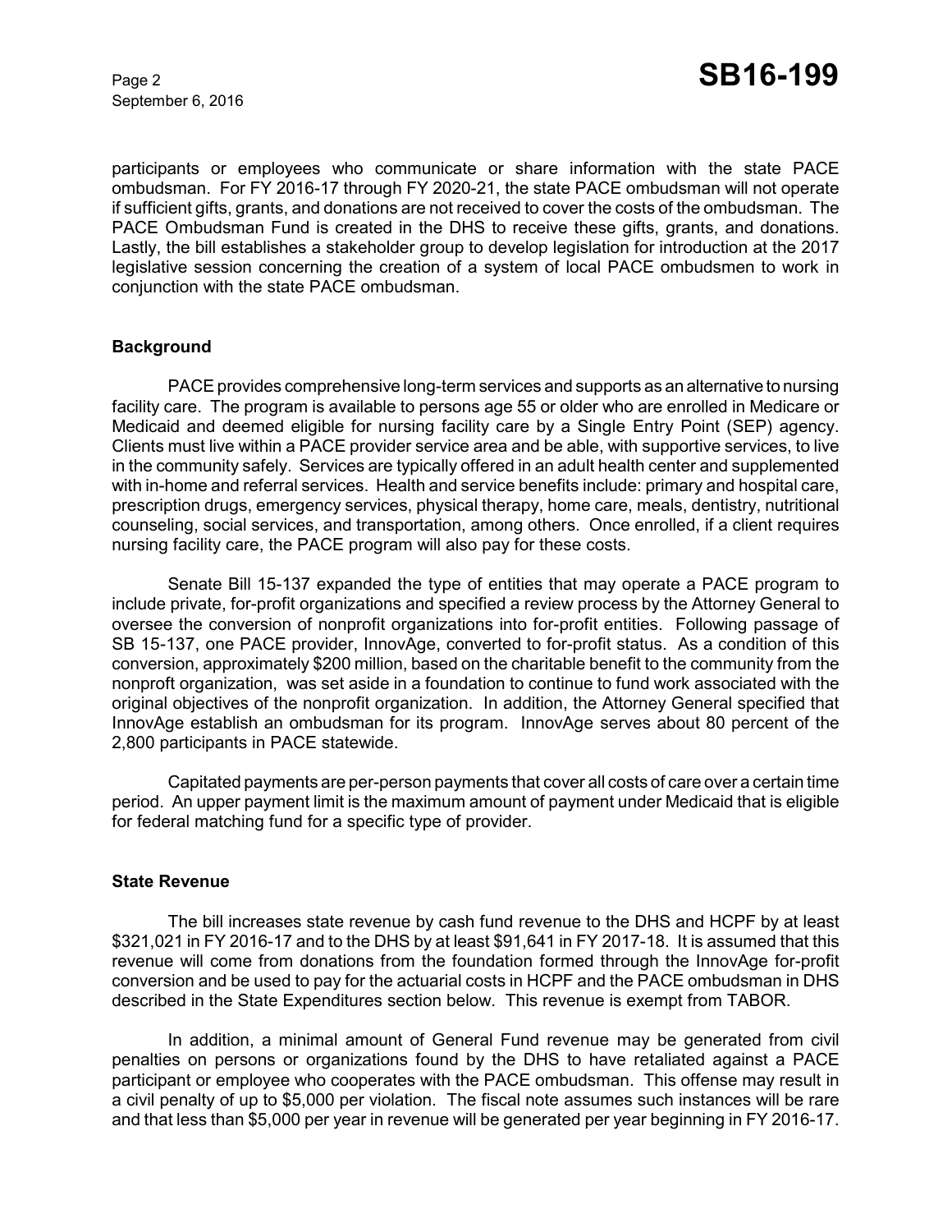participants or employees who communicate or share information with the state PACE ombudsman. For FY 2016-17 through FY 2020-21, the state PACE ombudsman will not operate if sufficient gifts, grants, and donations are not received to cover the costs of the ombudsman. The PACE Ombudsman Fund is created in the DHS to receive these gifts, grants, and donations. Lastly, the bill establishes a stakeholder group to develop legislation for introduction at the 2017 legislative session concerning the creation of a system of local PACE ombudsmen to work in conjunction with the state PACE ombudsman.

## Background

PACE provides comprehensive long-term services and supports as an alternative to nursing facility care. The program is available to persons age 55 or older who are enrolled in Medicare or Medicaid and deemed eligible for nursing facility care by a Single Entry Point (SEP) agency. Clients must live within a PACE provider service area and be able, with supportive services, to live in the community safely. Services are typically offered in an adult health center and supplemented with in-home and referral services. Health and service benefits include: primary and hospital care, prescription drugs, emergency services, physical therapy, home care, meals, dentistry, nutritional counseling, social services, and transportation, among others. Once enrolled, if a client requires nursing facility care, the PACE program will also pay for these costs.

Senate Bill 15-137 expanded the type of entities that may operate a PACE program to include private, for-profit organizations and specified a review process by the Attorney General to oversee the conversion of nonprofit organizations into for-profit entities. Following passage of SB 15-137, one PACE provider, InnovAge, converted to for-profit status. As a condition of this conversion, approximately $200 million, based on the charitable benefit to the community from the nonproft organization, was set aside in a foundation to continue to fund work associated with the original objectives of the nonprofit organization. In addition, the Attorney General specified that InnovAge establish an ombudsman for its program. InnovAge serves about 80 percent of the 2,800 participants in PACE statewide.

Capitated payments are per-person payments that cover all costs of care over a certain time period. An upper payment limit is the maximum amount of payment under Medicaid that is eligible for federal matching fund for a specific type of provider.

## State Revenue

The bill increases state revenue by cash fund revenue to the DHS and HCPF by at least $321,021 in FY 2016-17 and to the DHS by at least $91,641 in FY 2017-18. It is assumed that this revenue will come from donations from the foundation formed through the InnovAge for-profit conversion and be used to pay for the actuarial costs in HCPF and the PACE ombudsman in DHS described in the State Expenditures section below. This revenue is exempt from TABOR.

In addition, a minimal amount of General Fund revenue may be generated from civil penalties on persons or organizations found by the DHS to have retaliated against a PACE participant or employee who cooperates with the PACE ombudsman. This offense may result in a civil penalty of up to $5,000 per violation. The fiscal note assumes such instances will be rare and that less than $5,000 per year in revenue will be generated per year beginning in FY 2016-17.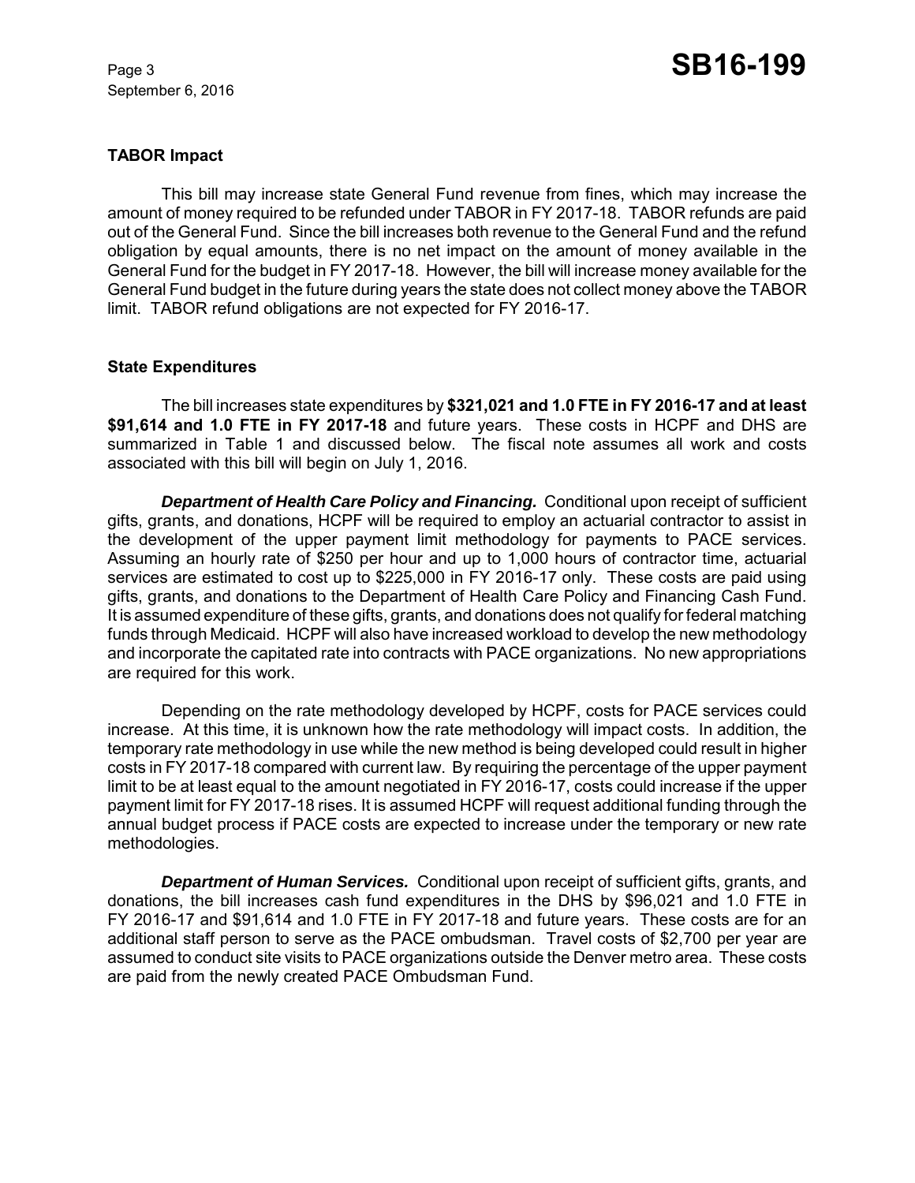### TABOR Impact

This bill may increase state General Fund revenue from fines, which may increase the amount of money required to be refunded under TABOR in FY 2017-18. TABOR refunds are paid out of the General Fund. Since the bill increases both revenue to the General Fund and the refund obligation by equal amounts, there is no net impact on the amount of money available in the General Fund for the budget in FY 2017-18. However, the bill will increase money available for the General Fund budget in the future during years the state does not collect money above the TABOR limit. TABOR refund obligations are not expected for FY 2016-17.

### State Expenditures

The bill increases state expenditures by **$321,021 and 1.0 FTE in FY 2016-17 and at least $91,614 and 1.0 FTE in FY 2017-18** and future years. These costs in HCPF and DHS are summarized in Table 1 and discussed below. The fiscal note assumes all work and costs associated with this bill will begin on July 1, 2016.

***Department of Health Care Policy and Financing.*** Conditional upon receipt of sufficient gifts, grants, and donations, HCPF will be required to employ an actuarial contractor to assist in the development of the upper payment limit methodology for payments to PACE services. Assuming an hourly rate of $250 per hour and up to 1,000 hours of contractor time, actuarial services are estimated to cost up to $225,000 in FY 2016-17 only. These costs are paid using gifts, grants, and donations to the Department of Health Care Policy and Financing Cash Fund. It is assumed expenditure of these gifts, grants, and donations does not qualify for federal matching funds through Medicaid. HCPF will also have increased workload to develop the new methodology and incorporate the capitated rate into contracts with PACE organizations. No new appropriations are required for this work.

Depending on the rate methodology developed by HCPF, costs for PACE services could increase. At this time, it is unknown how the rate methodology will impact costs. In addition, the temporary rate methodology in use while the new method is being developed could result in higher costs in FY 2017-18 compared with current law. By requiring the percentage of the upper payment limit to be at least equal to the amount negotiated in FY 2016-17, costs could increase if the upper payment limit for FY 2017-18 rises. It is assumed HCPF will request additional funding through the annual budget process if PACE costs are expected to increase under the temporary or new rate methodologies.

***Department of Human Services.*** Conditional upon receipt of sufficient gifts, grants, and donations, the bill increases cash fund expenditures in the DHS by $96,021 and 1.0 FTE in FY 2016-17 and $91,614 and 1.0 FTE in FY 2017-18 and future years. These costs are for an additional staff person to serve as the PACE ombudsman. Travel costs of $2,700 per year are assumed to conduct site visits to PACE organizations outside the Denver metro area. These costs are paid from the newly created PACE Ombudsman Fund.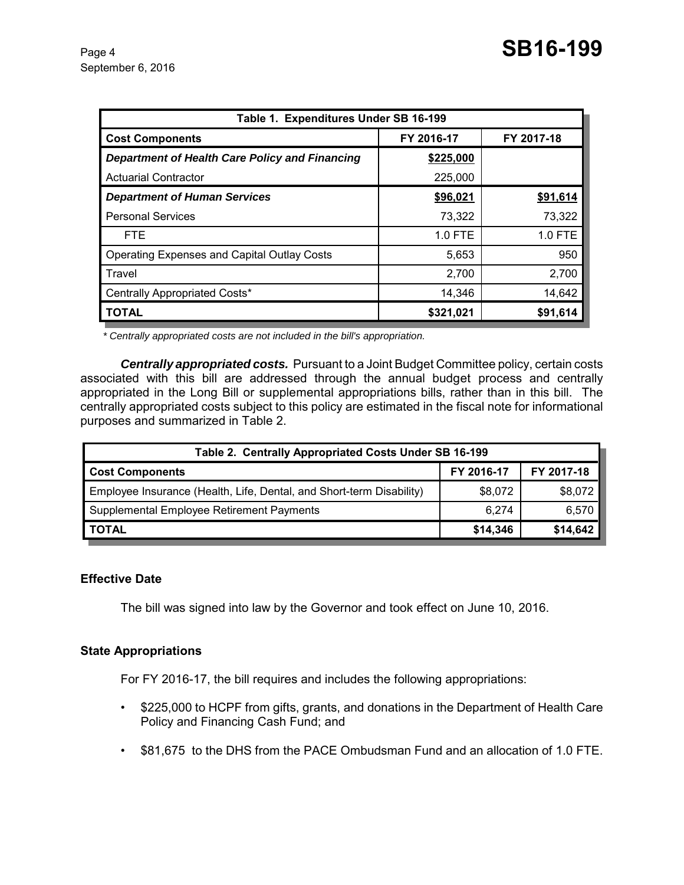| Table 1. Expenditures Under SB 16-199 | | |
|---|---|---|
| **Cost Components** | **FY 2016-17** | **FY 2017-18** |
| ***Department of Health Care Policy and Financing*** | **$225,000** | |
| Actuarial Contractor | 225,000 | |
| ***Department of Human Services*** | **$96,021** | **$91,614** |
| Personal Services | 73,322 | 73,322 |
| FTE | 1.0 FTE | 1.0 FTE |
| Operating Expenses and Capital Outlay Costs | 5,653 | 950 |
| Travel | 2,700 | 2,700 |
| Centrally Appropriated Costs* | 14,346 | 14,642 |
| **TOTAL** | **$321,021** | **$91,614** |

*\* Centrally appropriated costs are not included in the bill's appropriation.*

***Centrally appropriated costs.*** Pursuant to a Joint Budget Committee policy, certain costs associated with this bill are addressed through the annual budget process and centrally appropriated in the Long Bill or supplemental appropriations bills, rather than in this bill. The centrally appropriated costs subject to this policy are estimated in the fiscal note for informational purposes and summarized in Table 2.

| Table 2. Centrally Appropriated Costs Under SB 16-199 | | |
|---|---|---|
| **Cost Components** | **FY 2016-17** | **FY 2017-18** |
| Employee Insurance (Health, Life, Dental, and Short-term Disability) | $8,072 | $8,072 |
| Supplemental Employee Retirement Payments | 6,274 | 6,570 |
| **TOTAL** | **$14,346** | **$14,642** |

## Effective Date

The bill was signed into law by the Governor and took effect on June 10, 2016.

## State Appropriations

For FY 2016-17, the bill requires and includes the following appropriations:

- $225,000 to HCPF from gifts, grants, and donations in the Department of Health Care Policy and Financing Cash Fund; and
- $81,675 to the DHS from the PACE Ombudsman Fund and an allocation of 1.0 FTE.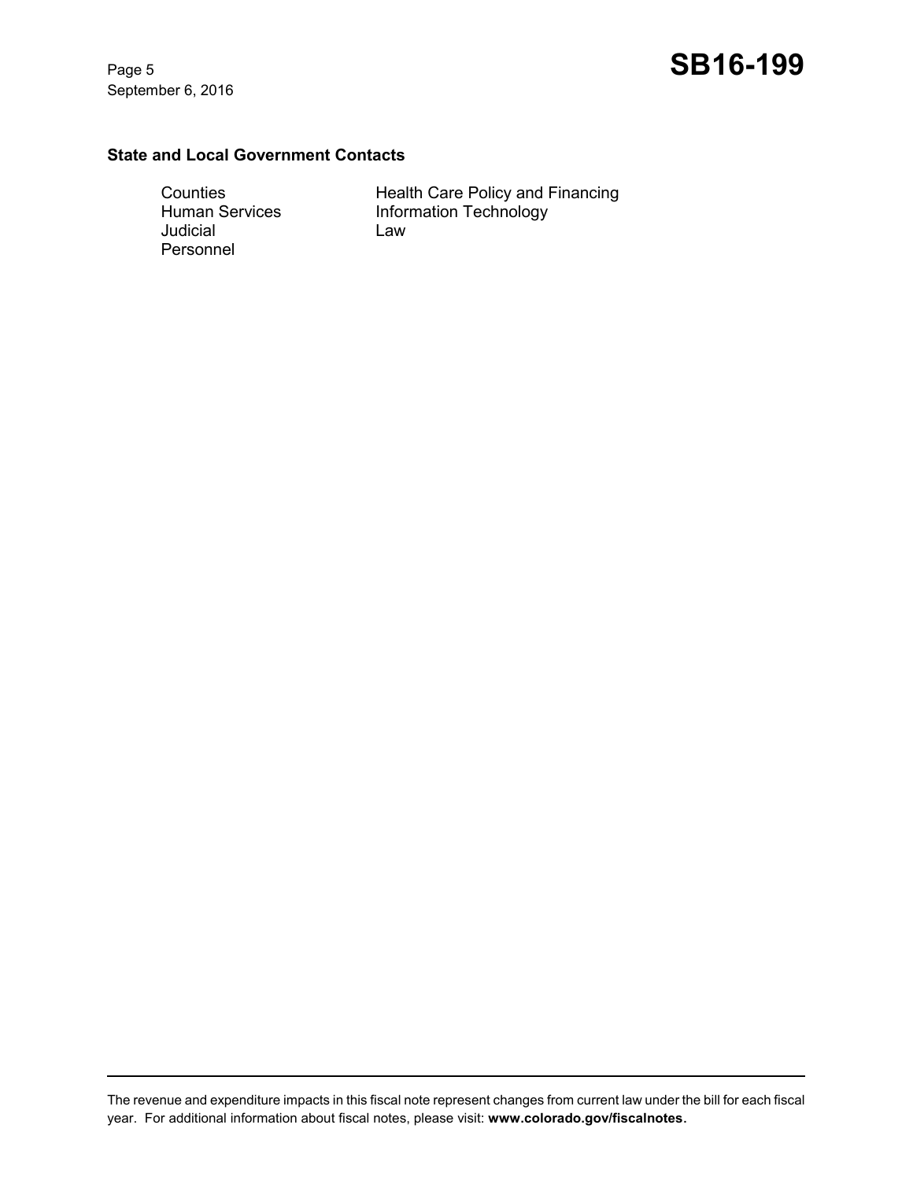### State and Local Government Contacts

| | |
|---|---|
| Counties | Health Care Policy and Financing |
| Human Services | Information Technology |
| Judicial | Law |
| Personnel | |

The revenue and expenditure impacts in this fiscal note represent changes from current law under the bill for each fiscal year. For additional information about fiscal notes, please visit: **www.colorado.gov/fiscalnotes.**